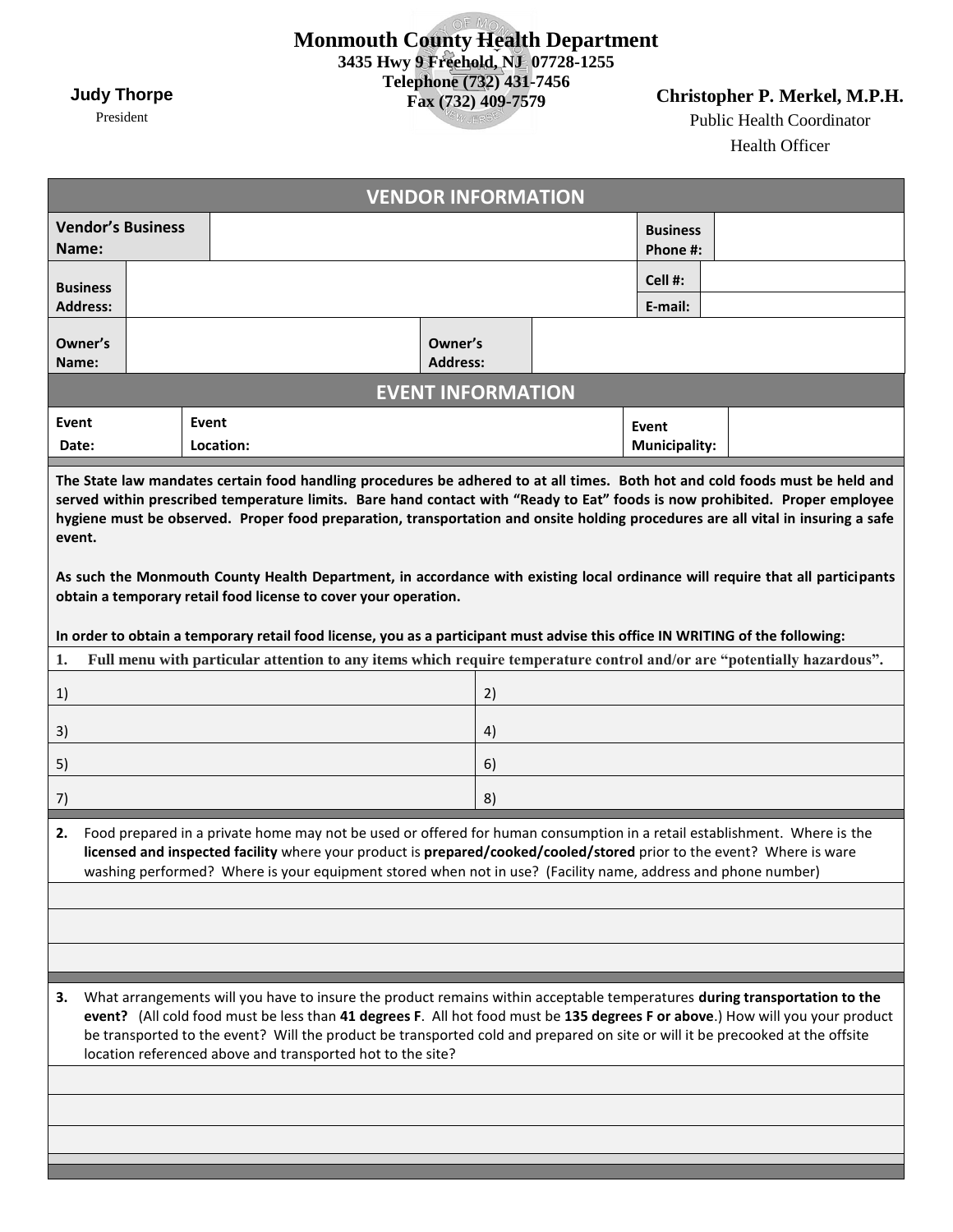# Monmouth County Health Department

**3435 Hwy 9 Freehold, NJ 07728-1255**
**Telephone (732) 431-7456**
**Fax (732) 409-7579**

**Judy Thorpe**
President

**Christopher P. Merkel, M.P.H.**
Public Health Coordinator
Health Officer

## VENDOR INFORMATION

| **Vendor's Business Name:** | | **Business Phone #:** | |
|---|---|---|---|
| **Business Address:** | | **Cell #:** | |
| | | **E-mail:** | |
| **Owner's Name:** | | **Owner's Address:** | |

## EVENT INFORMATION

| **Event Date:** | **Event Location:** | **Event Municipality:** | |
|---|---|---|---|

**The State law mandates certain food handling procedures be adhered to at all times. Both hot and cold foods must be held and served within prescribed temperature limits. Bare hand contact with "Ready to Eat" foods is now prohibited. Proper employee hygiene must be observed. Proper food preparation, transportation and onsite holding procedures are all vital in insuring a safe event.**

**As such the Monmouth County Health Department, in accordance with existing local ordinance will require that all participants obtain a temporary retail food license to cover your operation.**

**In order to obtain a temporary retail food license, you as a participant must advise this office IN WRITING of the following:**

**1. Full menu with particular attention to any items which require temperature control and/or are "potentially hazardous".**

| 1) | 2) |
|---|---|
| 3) | 4) |
| 5) | 6) |
| 7) | 8) |

**2.** Food prepared in a private home may not be used or offered for human consumption in a retail establishment. Where is the **licensed and inspected facility** where your product is **prepared/cooked/cooled/stored** prior to the event? Where is ware washing performed? Where is your equipment stored when not in use? (Facility name, address and phone number)

**3.** What arrangements will you have to insure the product remains within acceptable temperatures **during transportation to the event?** (All cold food must be less than **41 degrees F**. All hot food must be **135 degrees F or above**.) How will you your product be transported to the event? Will the product be transported cold and prepared on site or will it be precooked at the offsite location referenced above and transported hot to the site?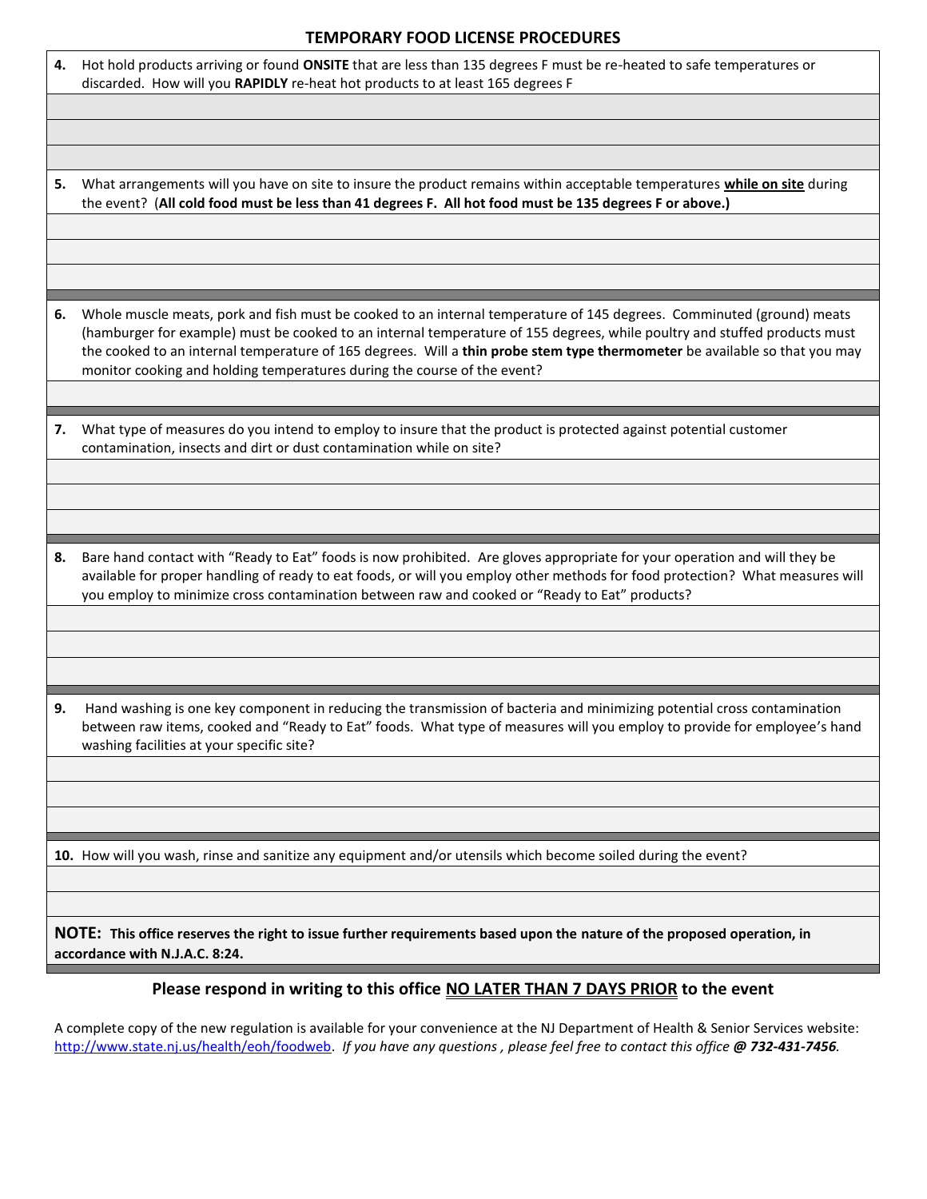## TEMPORARY FOOD LICENSE PROCEDURES

**4.** Hot hold products arriving or found **ONSITE** that are less than 135 degrees F must be re-heated to safe temperatures or discarded. How will you **RAPIDLY** re-heat hot products to at least 165 degrees F

**5.** What arrangements will you have on site to insure the product remains within acceptable temperatures **while on site** during the event? (**All cold food must be less than 41 degrees F. All hot food must be 135 degrees F or above.)**

**6.** Whole muscle meats, pork and fish must be cooked to an internal temperature of 145 degrees. Comminuted (ground) meats (hamburger for example) must be cooked to an internal temperature of 155 degrees, while poultry and stuffed products must the cooked to an internal temperature of 165 degrees. Will a **thin probe stem type thermometer** be available so that you may monitor cooking and holding temperatures during the course of the event?

**7.** What type of measures do you intend to employ to insure that the product is protected against potential customer contamination, insects and dirt or dust contamination while on site?

**8.** Bare hand contact with "Ready to Eat" foods is now prohibited. Are gloves appropriate for your operation and will they be available for proper handling of ready to eat foods, or will you employ other methods for food protection? What measures will you employ to minimize cross contamination between raw and cooked or "Ready to Eat" products?

**9.** Hand washing is one key component in reducing the transmission of bacteria and minimizing potential cross contamination between raw items, cooked and "Ready to Eat" foods. What type of measures will you employ to provide for employee's hand washing facilities at your specific site?

**10.** How will you wash, rinse and sanitize any equipment and/or utensils which become soiled during the event?

**NOTE: This office reserves the right to issue further requirements based upon the nature of the proposed operation, in accordance with N.J.A.C. 8:24.**

**Please respond in writing to this office NO LATER THAN 7 DAYS PRIOR to the event**

A complete copy of the new regulation is available for your convenience at the NJ Department of Health & Senior Services website: http://www.state.nj.us/health/eoh/foodweb. *If you have any questions , please feel free to contact this office **@ 732-431-7456**.*